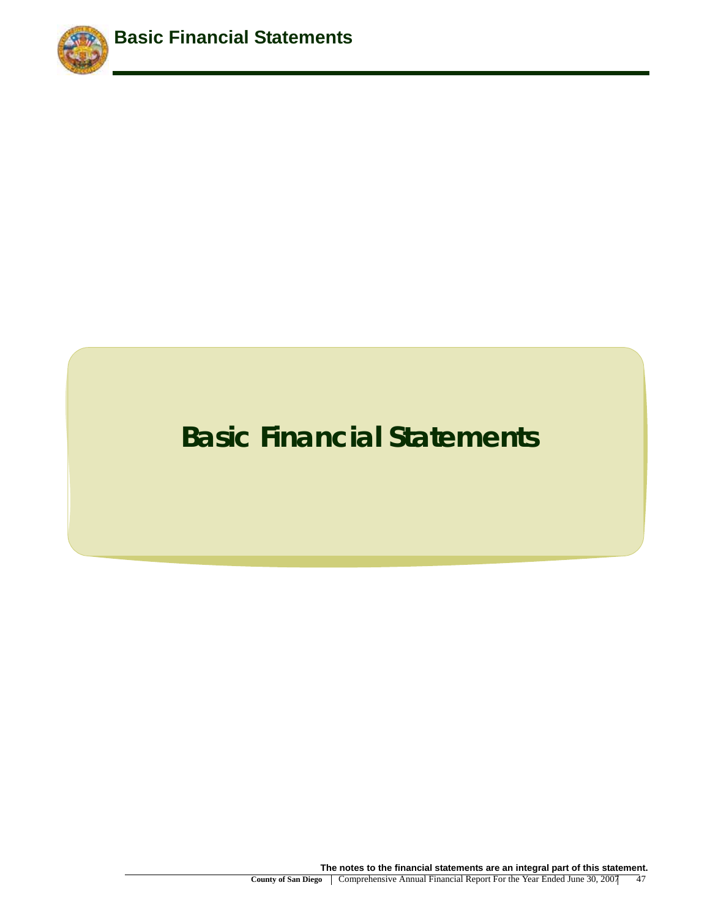# Basic Financial Statements

The notes to the financial statements are an integral part of this statement.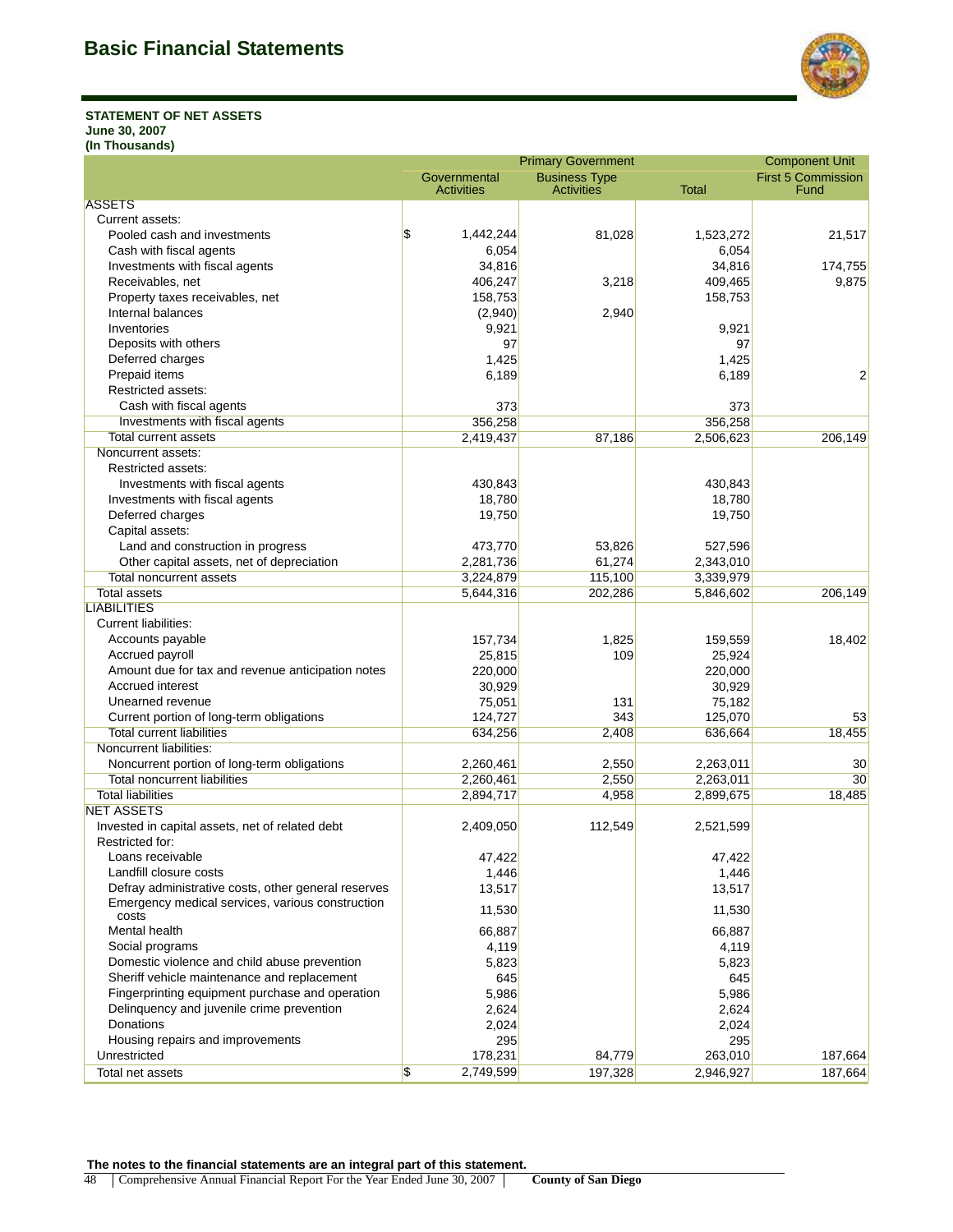# Basic Financial Statements

**STATEMENT OF NET ASSETS**
**June 30, 2007**
**(In Thousands)**

| | Primary Government | | | Component Unit |
|---|---|---|---|---|
| | Governmental Activities | Business Type Activities | Total | First 5 Commission Fund |
| **ASSETS** | | | | |
| Current assets: | | | | |
| Pooled cash and investments | $ 1,442,244 | 81,028 | 1,523,272 | 21,517 |
| Cash with fiscal agents | 6,054 | | 6,054 | |
| Investments with fiscal agents | 34,816 | | 34,816 | 174,755 |
| Receivables, net | 406,247 | 3,218 | 409,465 | 9,875 |
| Property taxes receivables, net | 158,753 | | 158,753 | |
| Internal balances | (2,940) | 2,940 | | |
| Inventories | 9,921 | | 9,921 | |
| Deposits with others | 97 | | 97 | |
| Deferred charges | 1,425 | | 1,425 | |
| Prepaid items | 6,189 | | 6,189 | 2 |
| Restricted assets: | | | | |
| Cash with fiscal agents | 373 | | 373 | |
| Investments with fiscal agents | 356,258 | | 356,258 | |
| Total current assets | 2,419,437 | 87,186 | 2,506,623 | 206,149 |
| Noncurrent assets: | | | | |
| Restricted assets: | | | | |
| Investments with fiscal agents | 430,843 | | 430,843 | |
| Investments with fiscal agents | 18,780 | | 18,780 | |
| Deferred charges | 19,750 | | 19,750 | |
| Capital assets: | | | | |
| Land and construction in progress | 473,770 | 53,826 | 527,596 | |
| Other capital assets, net of depreciation | 2,281,736 | 61,274 | 2,343,010 | |
| Total noncurrent assets | 3,224,879 | 115,100 | 3,339,979 | |
| Total assets | 5,644,316 | 202,286 | 5,846,602 | 206,149 |
| **LIABILITIES** | | | | |
| Current liabilities: | | | | |
| Accounts payable | 157,734 | 1,825 | 159,559 | 18,402 |
| Accrued payroll | 25,815 | 109 | 25,924 | |
| Amount due for tax and revenue anticipation notes | 220,000 | | 220,000 | |
| Accrued interest | 30,929 | | 30,929 | |
| Unearned revenue | 75,051 | 131 | 75,182 | |
| Current portion of long-term obligations | 124,727 | 343 | 125,070 | 53 |
| Total current liabilities | 634,256 | 2,408 | 636,664 | 18,455 |
| Noncurrent liabilities: | | | | |
| Noncurrent portion of long-term obligations | 2,260,461 | 2,550 | 2,263,011 | 30 |
| Total noncurrent liabilities | 2,260,461 | 2,550 | 2,263,011 | 30 |
| Total liabilities | 2,894,717 | 4,958 | 2,899,675 | 18,485 |
| **NET ASSETS** | | | | |
| Invested in capital assets, net of related debt | 2,409,050 | 112,549 | 2,521,599 | |
| Restricted for: | | | | |
| Loans receivable | 47,422 | | 47,422 | |
| Landfill closure costs | 1,446 | | 1,446 | |
| Defray administrative costs, other general reserves | 13,517 | | 13,517 | |
| Emergency medical services, various construction costs | 11,530 | | 11,530 | |
| Mental health | 66,887 | | 66,887 | |
| Social programs | 4,119 | | 4,119 | |
| Domestic violence and child abuse prevention | 5,823 | | 5,823 | |
| Sheriff vehicle maintenance and replacement | 645 | | 645 | |
| Fingerprinting equipment purchase and operation | 5,986 | | 5,986 | |
| Delinquency and juvenile crime prevention | 2,624 | | 2,624 | |
| Donations | 2,024 | | 2,024 | |
| Housing repairs and improvements | 295 | | 295 | |
| Unrestricted | 178,231 | 84,779 | 263,010 | 187,664 |
| Total net assets | $ 2,749,599 | 197,328 | 2,946,927 | 187,664 |

**The notes to the financial statements are an integral part of this statement.**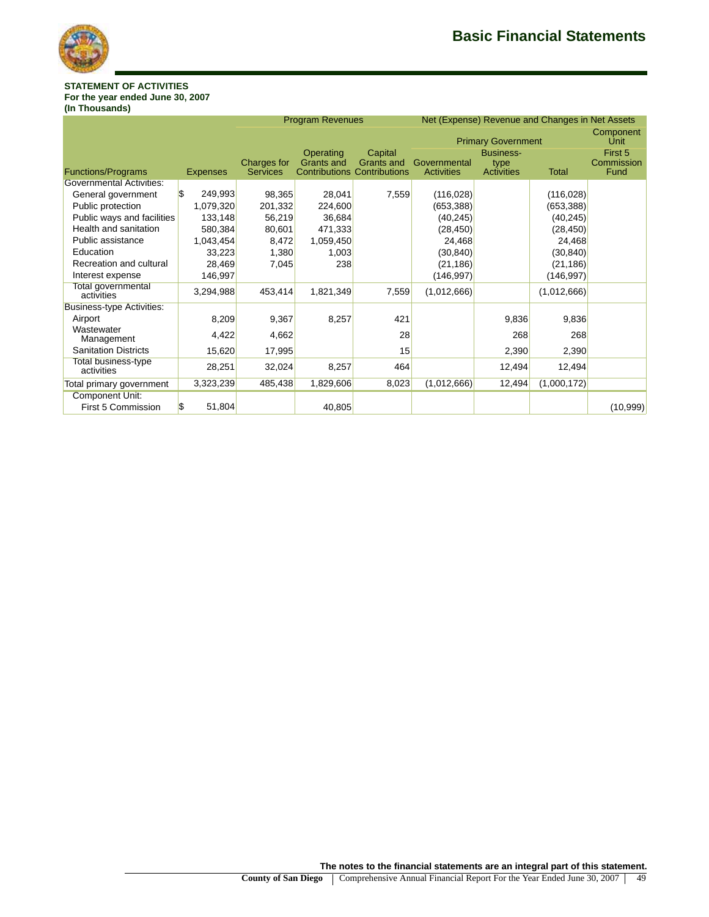# Basic Financial Statements

**STATEMENT OF ACTIVITIES**
**For the year ended June 30, 2007**
**(In Thousands)**

| | | Program Revenues | | | Net (Expense) Revenue and Changes in Net Assets | | | |
|---|---|---|---|---|---|---|---|---|
| | | | | | Primary Government | | | Component Unit |
| Functions/Programs | Expenses | Charges for Services | Operating Grants and Contributions | Capital Grants and Contributions | Governmental Activities | Business-type Activities | Total | First 5 Commission Fund |
| Governmental Activities: | | | | | | | | |
| General government | $ 249,993 | 98,365 | 28,041 | 7,559 | (116,028) | | (116,028) | |
| Public protection | 1,079,320 | 201,332 | 224,600 | | (653,388) | | (653,388) | |
| Public ways and facilities | 133,148 | 56,219 | 36,684 | | (40,245) | | (40,245) | |
| Health and sanitation | 580,384 | 80,601 | 471,333 | | (28,450) | | (28,450) | |
| Public assistance | 1,043,454 | 8,472 | 1,059,450 | | 24,468 | | 24,468 | |
| Education | 33,223 | 1,380 | 1,003 | | (30,840) | | (30,840) | |
| Recreation and cultural | 28,469 | 7,045 | 238 | | (21,186) | | (21,186) | |
| Interest expense | 146,997 | | | | (146,997) | | (146,997) | |
| Total governmental activities | 3,294,988 | 453,414 | 1,821,349 | 7,559 | (1,012,666) | | (1,012,666) | |
| Business-type Activities: | | | | | | | | |
| Airport | 8,209 | 9,367 | 8,257 | 421 | | 9,836 | 9,836 | |
| Wastewater Management | 4,422 | 4,662 | | 28 | | 268 | 268 | |
| Sanitation Districts | 15,620 | 17,995 | | 15 | | 2,390 | 2,390 | |
| Total business-type activities | 28,251 | 32,024 | 8,257 | 464 | | 12,494 | 12,494 | |
| Total primary government | 3,323,239 | 485,438 | 1,829,606 | 8,023 | (1,012,666) | 12,494 | (1,000,172) | |
| Component Unit: | | | | | | | | |
| First 5 Commission | $ 51,804 | | 40,805 | | | | | (10,999) |

**The notes to the financial statements are an integral part of this statement.**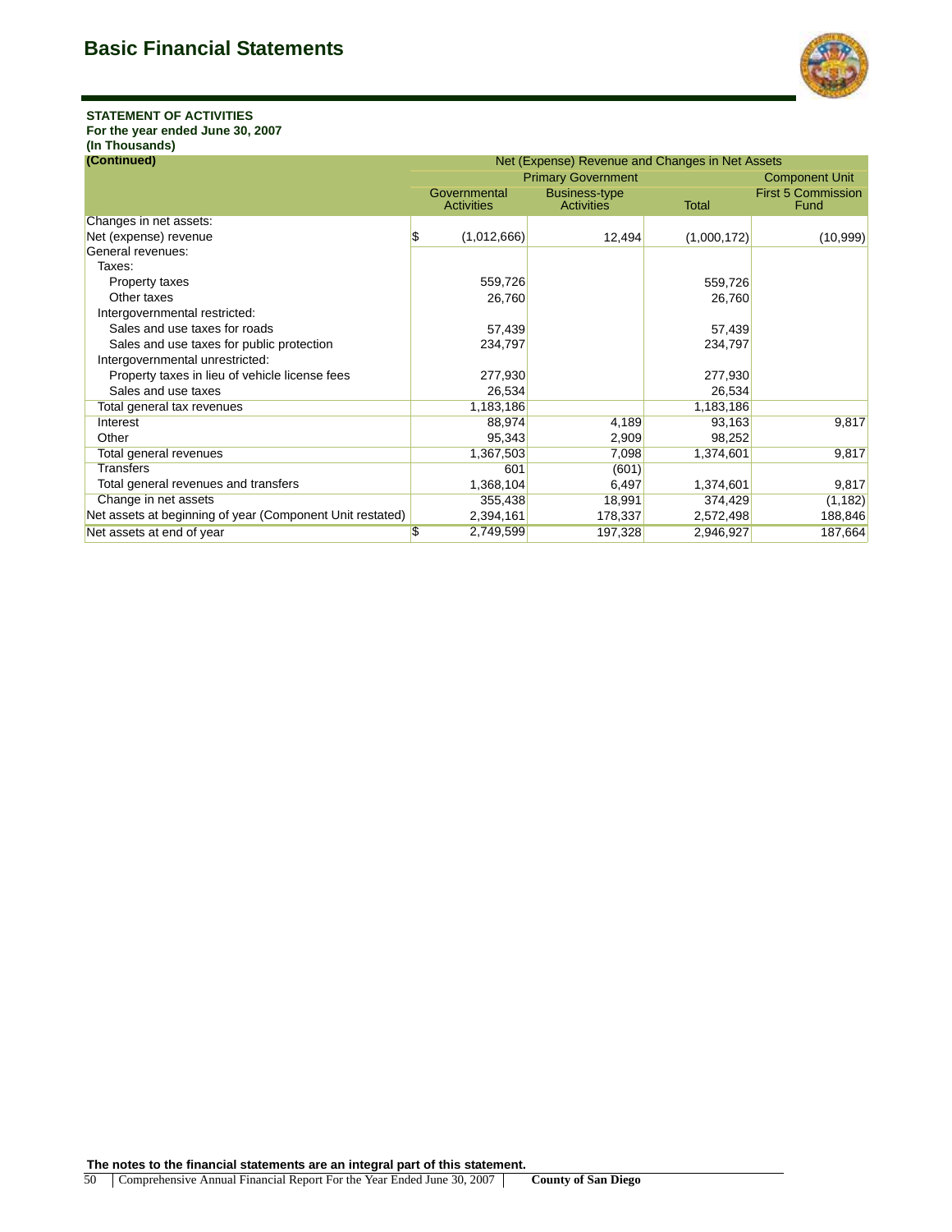# Basic Financial Statements

**STATEMENT OF ACTIVITIES**
**For the year ended June 30, 2007**
**(In Thousands)**
**(Continued)**

| | Net (Expense) Revenue and Changes in Net Assets | | | |
|---|---|---|---|---|
| | Primary Government | | | Component Unit |
| | Governmental Activities | Business-type Activities | Total | First 5 Commission Fund |
| Changes in net assets: | | | | |
| Net (expense) revenue | $ (1,012,666) | 12,494 | (1,000,172) | (10,999) |
| General revenues: | | | | |
| Taxes: | | | | |
| Property taxes | 559,726 | | 559,726 | |
| Other taxes | 26,760 | | 26,760 | |
| Intergovernmental restricted: | | | | |
| Sales and use taxes for roads | 57,439 | | 57,439 | |
| Sales and use taxes for public protection | 234,797 | | 234,797 | |
| Intergovernmental unrestricted: | | | | |
| Property taxes in lieu of vehicle license fees | 277,930 | | 277,930 | |
| Sales and use taxes | 26,534 | | 26,534 | |
| Total general tax revenues | 1,183,186 | | 1,183,186 | |
| Interest | 88,974 | 4,189 | 93,163 | 9,817 |
| Other | 95,343 | 2,909 | 98,252 | |
| Total general revenues | 1,367,503 | 7,098 | 1,374,601 | 9,817 |
| Transfers | 601 | (601) | | |
| Total general revenues and transfers | 1,368,104 | 6,497 | 1,374,601 | 9,817 |
| Change in net assets | 355,438 | 18,991 | 374,429 | (1,182) |
| Net assets at beginning of year (Component Unit restated) | 2,394,161 | 178,337 | 2,572,498 | 188,846 |
| Net assets at end of year | $ 2,749,599 | 197,328 | 2,946,927 | 187,664 |

**The notes to the financial statements are an integral part of this statement.**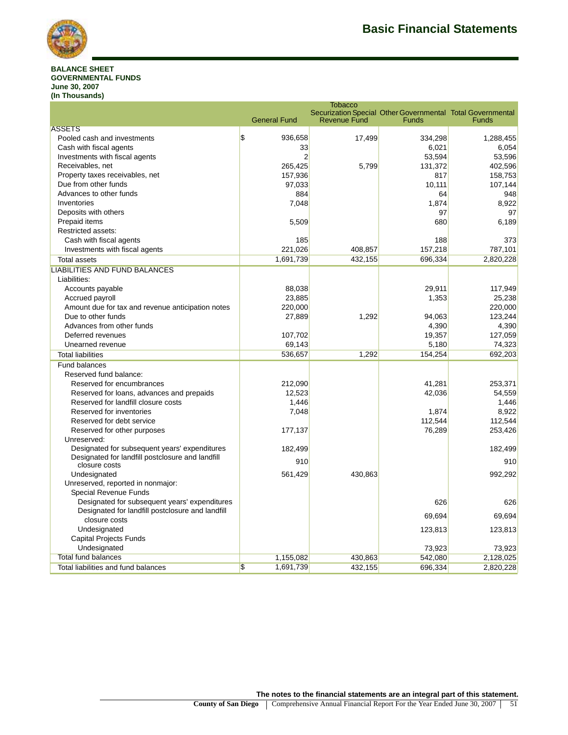**BALANCE SHEET**
**GOVERNMENTAL FUNDS**
**June 30, 2007**
**(In Thousands)**

| | General Fund | Tobacco Securization Special Revenue Fund | Other Governmental Funds | Total Governmental Funds |
|---|---|---|---|---|
| ASSETS | | | | |
| Pooled cash and investments | $ 936,658 | 17,499 | 334,298 | 1,288,455 |
| Cash with fiscal agents | 33 | | 6,021 | 6,054 |
| Investments with fiscal agents | 2 | | 53,594 | 53,596 |
| Receivables, net | 265,425 | 5,799 | 131,372 | 402,596 |
| Property taxes receivables, net | 157,936 | | 817 | 158,753 |
| Due from other funds | 97,033 | | 10,111 | 107,144 |
| Advances to other funds | 884 | | 64 | 948 |
| Inventories | 7,048 | | 1,874 | 8,922 |
| Deposits with others | | | 97 | 97 |
| Prepaid items | 5,509 | | 680 | 6,189 |
| Restricted assets: | | | | |
| Cash with fiscal agents | 185 | | 188 | 373 |
| Investments with fiscal agents | 221,026 | 408,857 | 157,218 | 787,101 |
| Total assets | 1,691,739 | 432,155 | 696,334 | 2,820,228 |
| LIABILITIES AND FUND BALANCES | | | | |
| Liabilities: | | | | |
| Accounts payable | 88,038 | | 29,911 | 117,949 |
| Accrued payroll | 23,885 | | 1,353 | 25,238 |
| Amount due for tax and revenue anticipation notes | 220,000 | | | 220,000 |
| Due to other funds | 27,889 | 1,292 | 94,063 | 123,244 |
| Advances from other funds | | | 4,390 | 4,390 |
| Deferred revenues | 107,702 | | 19,357 | 127,059 |
| Unearned revenue | 69,143 | | 5,180 | 74,323 |
| Total liabilities | 536,657 | 1,292 | 154,254 | 692,203 |
| Fund balances | | | | |
| Reserved fund balance: | | | | |
| Reserved for encumbrances | 212,090 | | 41,281 | 253,371 |
| Reserved for loans, advances and prepaids | 12,523 | | 42,036 | 54,559 |
| Reserved for landfill closure costs | 1,446 | | | 1,446 |
| Reserved for inventories | 7,048 | | 1,874 | 8,922 |
| Reserved for debt service | | | 112,544 | 112,544 |
| Reserved for other purposes | 177,137 | | 76,289 | 253,426 |
| Unreserved: | | | | |
| Designated for subsequent years' expenditures | 182,499 | | | 182,499 |
| Designated for landfill postclosure and landfill closure costs | 910 | | | 910 |
| Undesignated | 561,429 | 430,863 | | 992,292 |
| Unreserved, reported in nonmajor: | | | | |
| Special Revenue Funds | | | | |
| Designated for subsequent years' expenditures | | | 626 | 626 |
| Designated for landfill postclosure and landfill closure costs | | | 69,694 | 69,694 |
| Undesignated | | | 123,813 | 123,813 |
| Capital Projects Funds | | | | |
| Undesignated | | | 73,923 | 73,923 |
| Total fund balances | 1,155,082 | 430,863 | 542,080 | 2,128,025 |
| Total liabilities and fund balances | $ 1,691,739 | 432,155 | 696,334 | 2,820,228 |

**The notes to the financial statements are an integral part of this statement.**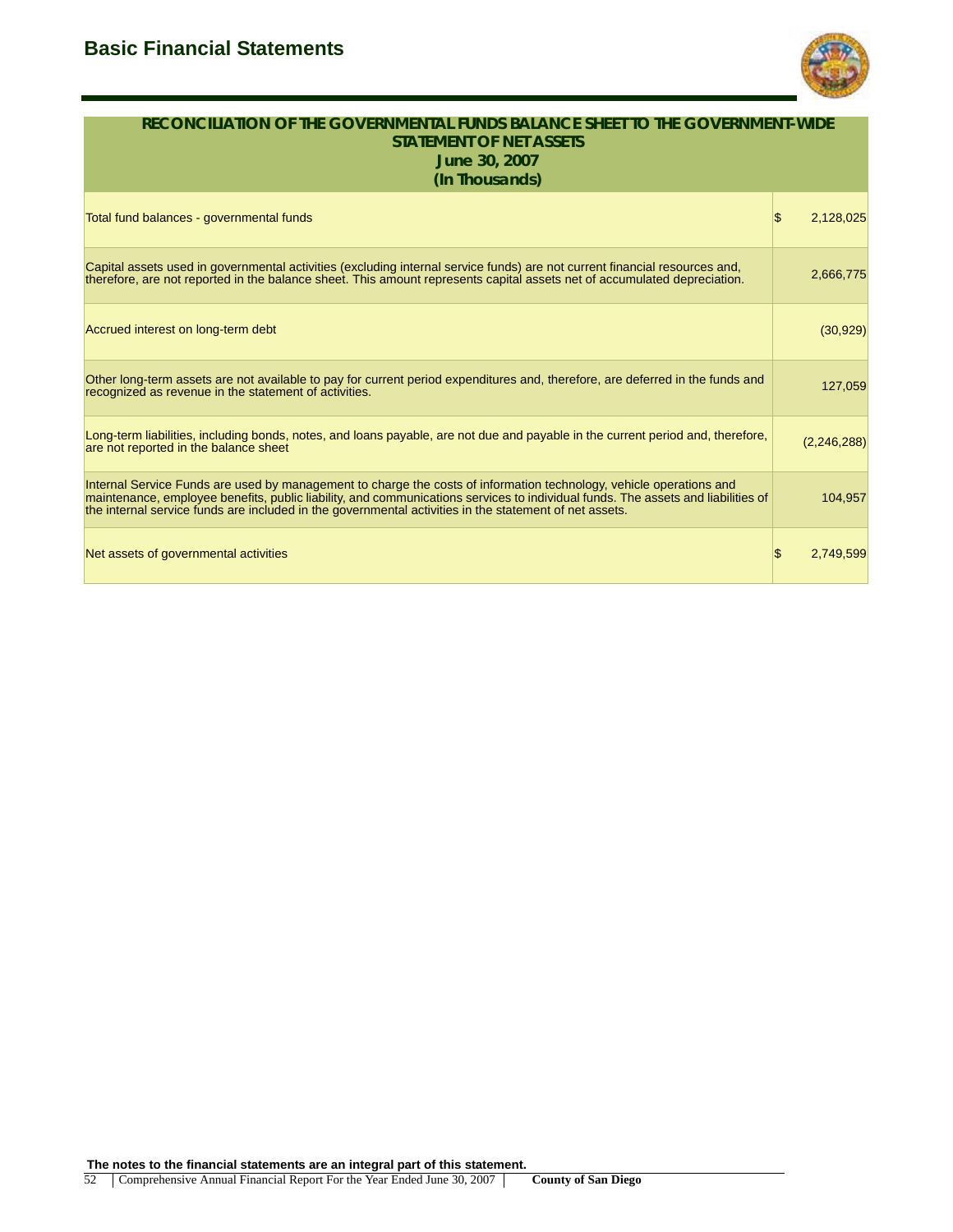## RECONCILIATION OF THE GOVERNMENTAL FUNDS BALANCE SHEET TO THE GOVERNMENT-WIDE STATEMENT OF NET ASSETS

**June 30, 2007**

**(In Thousands)**

| | | |
|---|---|---|
| Total fund balances - governmental funds | $ | 2,128,025 |
| Capital assets used in governmental activities (excluding internal service funds) are not current financial resources and, therefore, are not reported in the balance sheet. This amount represents capital assets net of accumulated depreciation. | | 2,666,775 |
| Accrued interest on long-term debt | | (30,929) |
| Other long-term assets are not available to pay for current period expenditures and, therefore, are deferred in the funds and recognized as revenue in the statement of activities. | | 127,059 |
| Long-term liabilities, including bonds, notes, and loans payable, are not due and payable in the current period and, therefore, are not reported in the balance sheet | | (2,246,288) |
| Internal Service Funds are used by management to charge the costs of information technology, vehicle operations and maintenance, employee benefits, public liability, and communications services to individual funds. The assets and liabilities of the internal service funds are included in the governmental activities in the statement of net assets. | | 104,957 |
| Net assets of governmental activities | $ | 2,749,599 |

**The notes to the financial statements are an integral part of this statement.**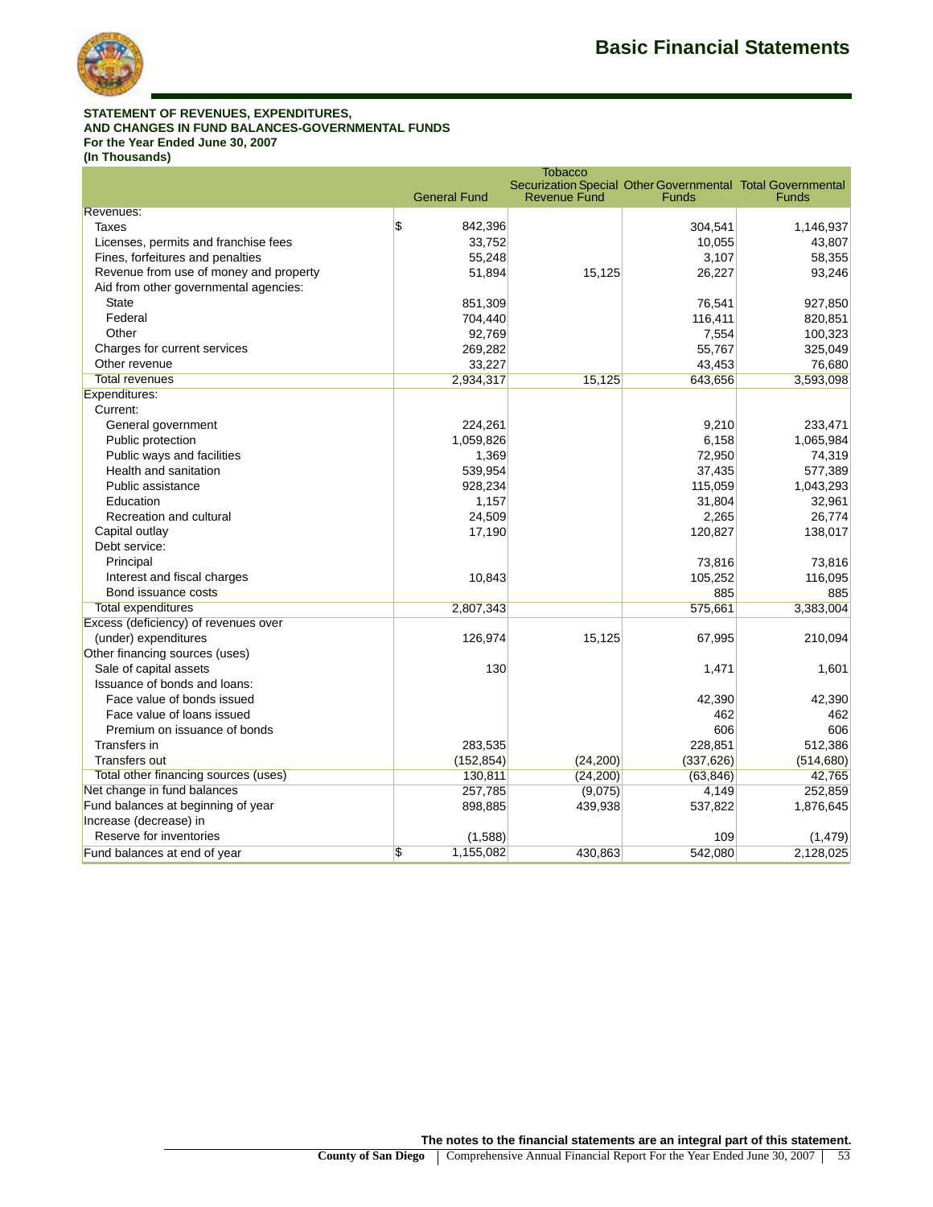# Basic Financial Statements

**STATEMENT OF REVENUES, EXPENDITURES, AND CHANGES IN FUND BALANCES-GOVERNMENTAL FUNDS**
**For the Year Ended June 30, 2007**
**(In Thousands)**

| | General Fund | Tobacco Securization Special Revenue Fund | Other Governmental Funds | Total Governmental Funds |
|---|---|---|---|---|
| Revenues: | | | | |
| Taxes | $ 842,396 | | 304,541 | 1,146,937 |
| Licenses, permits and franchise fees | 33,752 | | 10,055 | 43,807 |
| Fines, forfeitures and penalties | 55,248 | | 3,107 | 58,355 |
| Revenue from use of money and property | 51,894 | 15,125 | 26,227 | 93,246 |
| Aid from other governmental agencies: | | | | |
| State | 851,309 | | 76,541 | 927,850 |
| Federal | 704,440 | | 116,411 | 820,851 |
| Other | 92,769 | | 7,554 | 100,323 |
| Charges for current services | 269,282 | | 55,767 | 325,049 |
| Other revenue | 33,227 | | 43,453 | 76,680 |
| Total revenues | 2,934,317 | 15,125 | 643,656 | 3,593,098 |
| Expenditures: | | | | |
| Current: | | | | |
| General government | 224,261 | | 9,210 | 233,471 |
| Public protection | 1,059,826 | | 6,158 | 1,065,984 |
| Public ways and facilities | 1,369 | | 72,950 | 74,319 |
| Health and sanitation | 539,954 | | 37,435 | 577,389 |
| Public assistance | 928,234 | | 115,059 | 1,043,293 |
| Education | 1,157 | | 31,804 | 32,961 |
| Recreation and cultural | 24,509 | | 2,265 | 26,774 |
| Capital outlay | 17,190 | | 120,827 | 138,017 |
| Debt service: | | | | |
| Principal | | | 73,816 | 73,816 |
| Interest and fiscal charges | 10,843 | | 105,252 | 116,095 |
| Bond issuance costs | | | 885 | 885 |
| Total expenditures | 2,807,343 | | 575,661 | 3,383,004 |
| Excess (deficiency) of revenues over (under) expenditures | 126,974 | 15,125 | 67,995 | 210,094 |
| Other financing sources (uses) | | | | |
| Sale of capital assets | 130 | | 1,471 | 1,601 |
| Issuance of bonds and loans: | | | | |
| Face value of bonds issued | | | 42,390 | 42,390 |
| Face value of loans issued | | | 462 | 462 |
| Premium on issuance of bonds | | | 606 | 606 |
| Transfers in | 283,535 | | 228,851 | 512,386 |
| Transfers out | (152,854) | (24,200) | (337,626) | (514,680) |
| Total other financing sources (uses) | 130,811 | (24,200) | (63,846) | 42,765 |
| Net change in fund balances | 257,785 | (9,075) | 4,149 | 252,859 |
| Fund balances at beginning of year | 898,885 | 439,938 | 537,822 | 1,876,645 |
| Increase (decrease) in | | | | |
| Reserve for inventories | (1,588) | | 109 | (1,479) |
| Fund balances at end of year | $ 1,155,082 | 430,863 | 542,080 | 2,128,025 |

**The notes to the financial statements are an integral part of this statement.**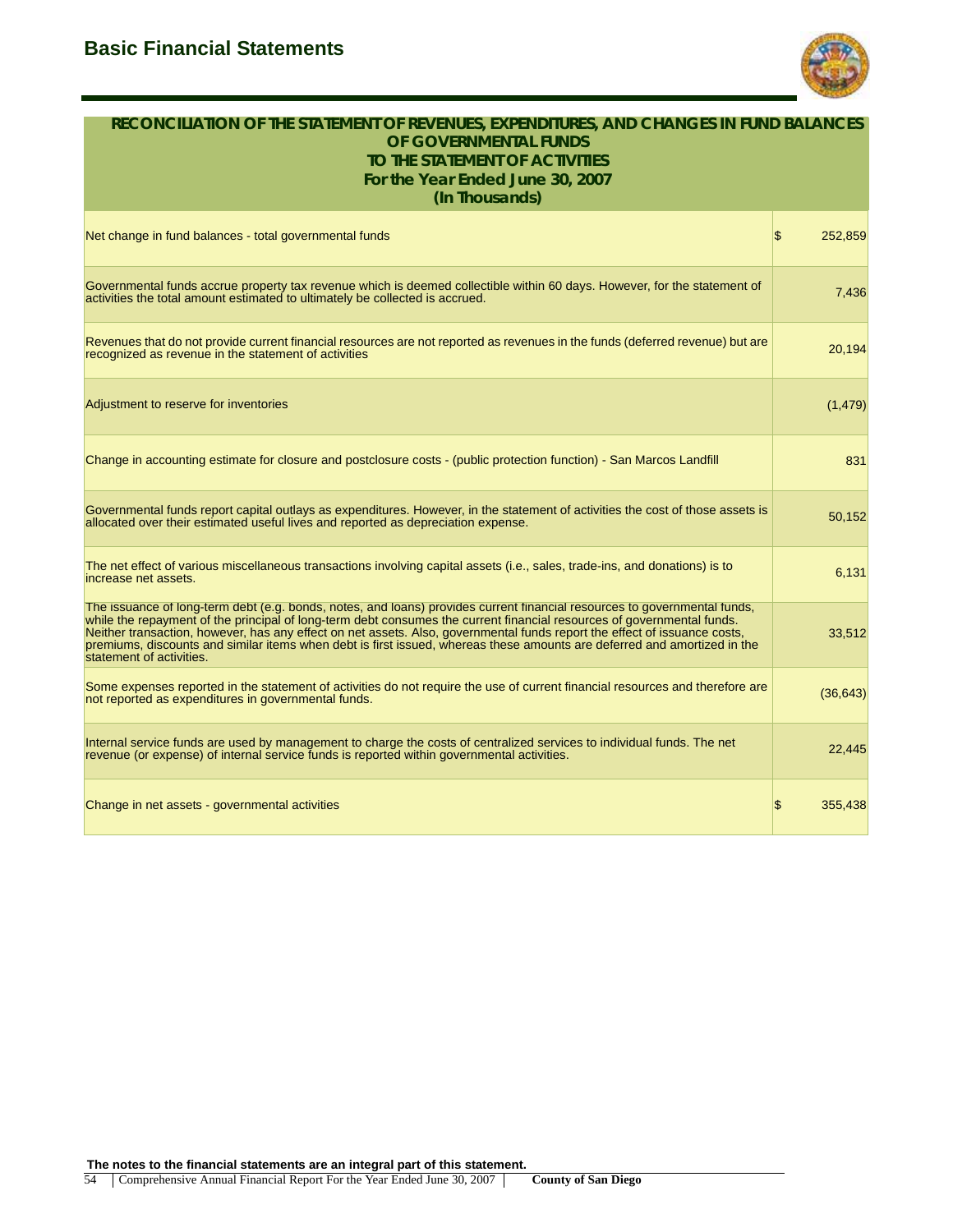## RECONCILIATION OF THE STATEMENT OF REVENUES, EXPENDITURES, AND CHANGES IN FUND BALANCES OF GOVERNMENTAL FUNDS TO THE STATEMENT OF ACTIVITIES

**For the Year Ended June 30, 2007**

**(In Thousands)**

| | |
|---|---|
| Net change in fund balances - total governmental funds | $ 252,859 |
| Governmental funds accrue property tax revenue which is deemed collectible within 60 days. However, for the statement of activities the total amount estimated to ultimately be collected is accrued. | 7,436 |
| Revenues that do not provide current financial resources are not reported as revenues in the funds (deferred revenue) but are recognized as revenue in the statement of activities | 20,194 |
| Adjustment to reserve for inventories | (1,479) |
| Change in accounting estimate for closure and postclosure costs - (public protection function) - San Marcos Landfill | 831 |
| Governmental funds report capital outlays as expenditures. However, in the statement of activities the cost of those assets is allocated over their estimated useful lives and reported as depreciation expense. | 50,152 |
| The net effect of various miscellaneous transactions involving capital assets (i.e., sales, trade-ins, and donations) is to increase net assets. | 6,131 |
| The issuance of long-term debt (e.g. bonds, notes, and loans) provides current financial resources to governmental funds, while the repayment of the principal of long-term debt consumes the current financial resources of governmental funds. Neither transaction, however, has any effect on net assets. Also, governmental funds report the effect of issuance costs, premiums, discounts and similar items when debt is first issued, whereas these amounts are deferred and amortized in the statement of activities. | 33,512 |
| Some expenses reported in the statement of activities do not require the use of current financial resources and therefore are not reported as expenditures in governmental funds. | (36,643) |
| Internal service funds are used by management to charge the costs of centralized services to individual funds. The net revenue (or expense) of internal service funds is reported within governmental activities. | 22,445 |
| Change in net assets - governmental activities | $ 355,438 |

**The notes to the financial statements are an integral part of this statement.**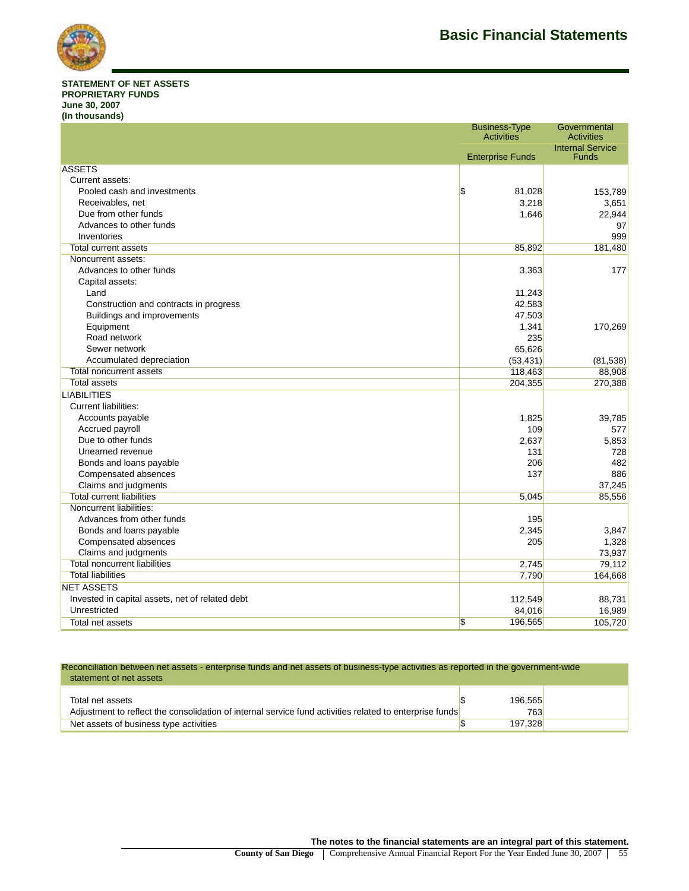**STATEMENT OF NET ASSETS**
**PROPRIETARY FUNDS**
**June 30, 2007**
**(In thousands)**

| | Business-Type Activities | Governmental Activities |
|---|---|---|
| | Enterprise Funds | Internal Service Funds |
| ASSETS | | |
| Current assets: | | |
| Pooled cash and investments | $ 81,028 | 153,789 |
| Receivables, net | 3,218 | 3,651 |
| Due from other funds | 1,646 | 22,944 |
| Advances to other funds | | 97 |
| Inventories | | 999 |
| Total current assets | 85,892 | 181,480 |
| Noncurrent assets: | | |
| Advances to other funds | 3,363 | 177 |
| Capital assets: | | |
| Land | 11,243 | |
| Construction and contracts in progress | 42,583 | |
| Buildings and improvements | 47,503 | |
| Equipment | 1,341 | 170,269 |
| Road network | 235 | |
| Sewer network | 65,626 | |
| Accumulated depreciation | (53,431) | (81,538) |
| Total noncurrent assets | 118,463 | 88,908 |
| Total assets | 204,355 | 270,388 |
| LIABILITIES | | |
| Current liabilities: | | |
| Accounts payable | 1,825 | 39,785 |
| Accrued payroll | 109 | 577 |
| Due to other funds | 2,637 | 5,853 |
| Unearned revenue | 131 | 728 |
| Bonds and loans payable | 206 | 482 |
| Compensated absences | 137 | 886 |
| Claims and judgments | | 37,245 |
| Total current liabilities | 5,045 | 85,556 |
| Noncurrent liabilities: | | |
| Advances from other funds | 195 | |
| Bonds and loans payable | 2,345 | 3,847 |
| Compensated absences | 205 | 1,328 |
| Claims and judgments | | 73,937 |
| Total noncurrent liabilities | 2,745 | 79,112 |
| Total liabilities | 7,790 | 164,668 |
| NET ASSETS | | |
| Invested in capital assets, net of related debt | 112,549 | 88,731 |
| Unrestricted | 84,016 | 16,989 |
| Total net assets | $ 196,565 | 105,720 |

| Reconciliation between net assets - enterprise funds and net assets of business-type activities as reported in the government-wide statement of net assets | | |
|---|---|---|
| Total net assets | $ 196,565 | |
| Adjustment to reflect the consolidation of internal service fund activities related to enterprise funds | 763 | |
| Net assets of business type activities | $ 197,328 | |

**The notes to the financial statements are an integral part of this statement.**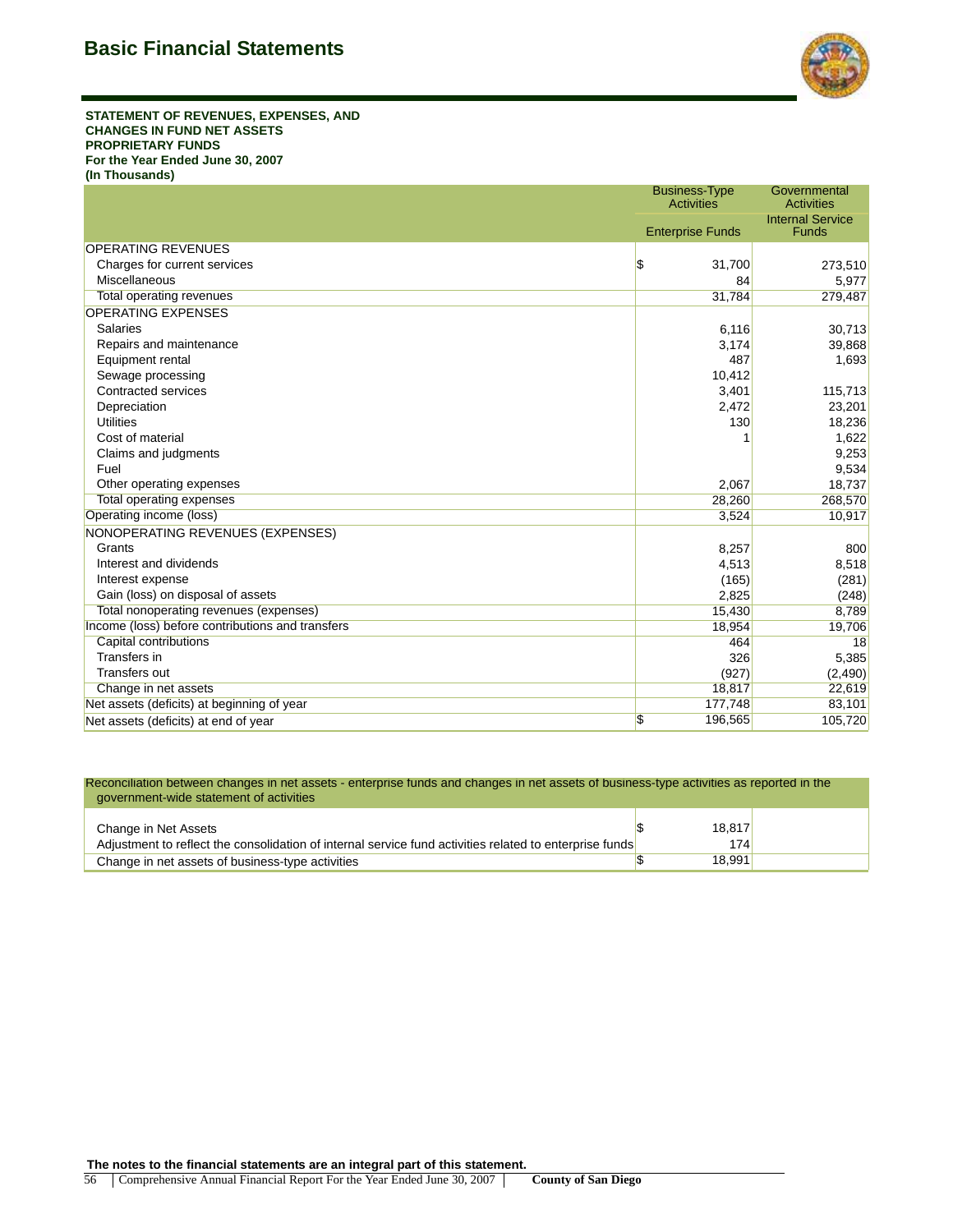# Basic Financial Statements

**STATEMENT OF REVENUES, EXPENSES, AND CHANGES IN FUND NET ASSETS**
**PROPRIETARY FUNDS**
**For the Year Ended June 30, 2007**
**(In Thousands)**

| | Business-Type Activities | Governmental Activities |
|---|---|---|
| | Enterprise Funds | Internal Service Funds |
| OPERATING REVENUES | | |
| Charges for current services | $ 31,700 | 273,510 |
| Miscellaneous | 84 | 5,977 |
| Total operating revenues | 31,784 | 279,487 |
| OPERATING EXPENSES | | |
| Salaries | 6,116 | 30,713 |
| Repairs and maintenance | 3,174 | 39,868 |
| Equipment rental | 487 | 1,693 |
| Sewage processing | 10,412 | |
| Contracted services | 3,401 | 115,713 |
| Depreciation | 2,472 | 23,201 |
| Utilities | 130 | 18,236 |
| Cost of material | 1 | 1,622 |
| Claims and judgments | | 9,253 |
| Fuel | | 9,534 |
| Other operating expenses | 2,067 | 18,737 |
| Total operating expenses | 28,260 | 268,570 |
| Operating income (loss) | 3,524 | 10,917 |
| NONOPERATING REVENUES (EXPENSES) | | |
| Grants | 8,257 | 800 |
| Interest and dividends | 4,513 | 8,518 |
| Interest expense | (165) | (281) |
| Gain (loss) on disposal of assets | 2,825 | (248) |
| Total nonoperating revenues (expenses) | 15,430 | 8,789 |
| Income (loss) before contributions and transfers | 18,954 | 19,706 |
| Capital contributions | 464 | 18 |
| Transfers in | 326 | 5,385 |
| Transfers out | (927) | (2,490) |
| Change in net assets | 18,817 | 22,619 |
| Net assets (deficits) at beginning of year | 177,748 | 83,101 |
| Net assets (deficits) at end of year | $ 196,565 | 105,720 |

| Reconciliation between changes in net assets - enterprise funds and changes in net assets of business-type activities as reported in the government-wide statement of activities | |
|---|---|
| Change in Net Assets | $ 18,817 |
| Adjustment to reflect the consolidation of internal service fund activities related to enterprise funds | 174 |
| Change in net assets of business-type activities | $ 18,991 |

**The notes to the financial statements are an integral part of this statement.**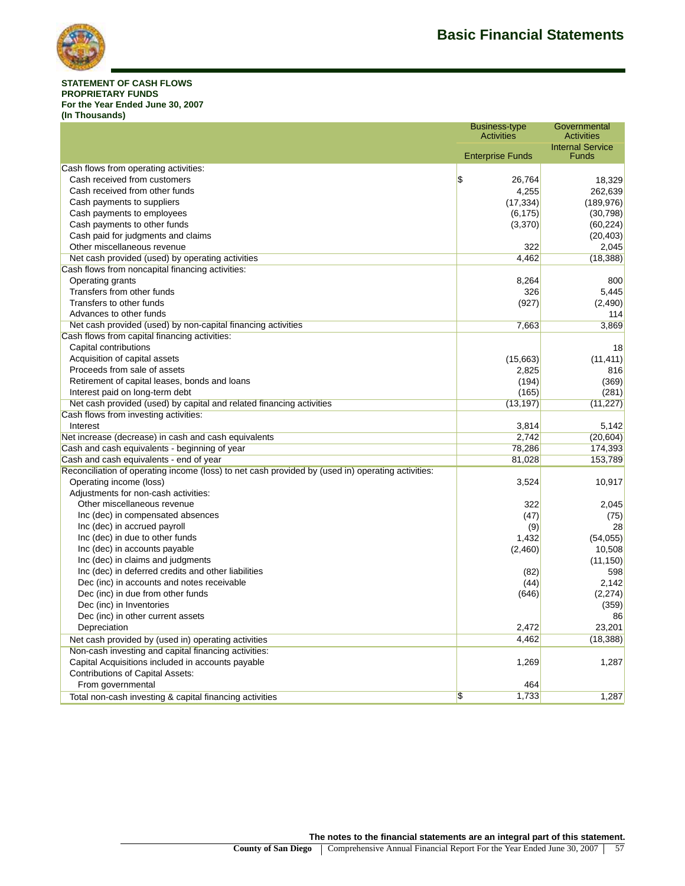**STATEMENT OF CASH FLOWS**
**PROPRIETARY FUNDS**
**For the Year Ended June 30, 2007**
**(In Thousands)**

| | Business-type Activities | Governmental Activities |
|---|---|---|
| | Enterprise Funds | Internal Service Funds |
| Cash flows from operating activities: | | |
| Cash received from customers | $ 26,764 | 18,329 |
| Cash received from other funds | 4,255 | 262,639 |
| Cash payments to suppliers | (17,334) | (189,976) |
| Cash payments to employees | (6,175) | (30,798) |
| Cash payments to other funds | (3,370) | (60,224) |
| Cash paid for judgments and claims | | (20,403) |
| Other miscellaneous revenue | 322 | 2,045 |
| Net cash provided (used) by operating activities | 4,462 | (18,388) |
| Cash flows from noncapital financing activities: | | |
| Operating grants | 8,264 | 800 |
| Transfers from other funds | 326 | 5,445 |
| Transfers to other funds | (927) | (2,490) |
| Advances to other funds | | 114 |
| Net cash provided (used) by non-capital financing activities | 7,663 | 3,869 |
| Cash flows from capital financing activities: | | |
| Capital contributions | | 18 |
| Acquisition of capital assets | (15,663) | (11,411) |
| Proceeds from sale of assets | 2,825 | 816 |
| Retirement of capital leases, bonds and loans | (194) | (369) |
| Interest paid on long-term debt | (165) | (281) |
| Net cash provided (used) by capital and related financing activities | (13,197) | (11,227) |
| Cash flows from investing activities: | | |
| Interest | 3,814 | 5,142 |
| Net increase (decrease) in cash and cash equivalents | 2,742 | (20,604) |
| Cash and cash equivalents - beginning of year | 78,286 | 174,393 |
| Cash and cash equivalents - end of year | 81,028 | 153,789 |
| Reconciliation of operating income (loss) to net cash provided by (used in) operating activities: | | |
| Operating income (loss) | 3,524 | 10,917 |
| Adjustments for non-cash activities: | | |
| Other miscellaneous revenue | 322 | 2,045 |
| Inc (dec) in compensated absences | (47) | (75) |
| Inc (dec) in accrued payroll | (9) | 28 |
| Inc (dec) in due to other funds | 1,432 | (54,055) |
| Inc (dec) in accounts payable | (2,460) | 10,508 |
| Inc (dec) in claims and judgments | | (11,150) |
| Inc (dec) in deferred credits and other liabilities | (82) | 598 |
| Dec (inc) in accounts and notes receivable | (44) | 2,142 |
| Dec (inc) in due from other funds | (646) | (2,274) |
| Dec (inc) in Inventories | | (359) |
| Dec (inc) in other current assets | | 86 |
| Depreciation | 2,472 | 23,201 |
| Net cash provided by (used in) operating activities | 4,462 | (18,388) |
| Non-cash investing and capital financing activities: | | |
| Capital Acquisitions included in accounts payable | 1,269 | 1,287 |
| Contributions of Capital Assets: | | |
| From governmental | 464 | |
| Total non-cash investing & capital financing activities | $ 1,733 | 1,287 |

**The notes to the financial statements are an integral part of this statement.**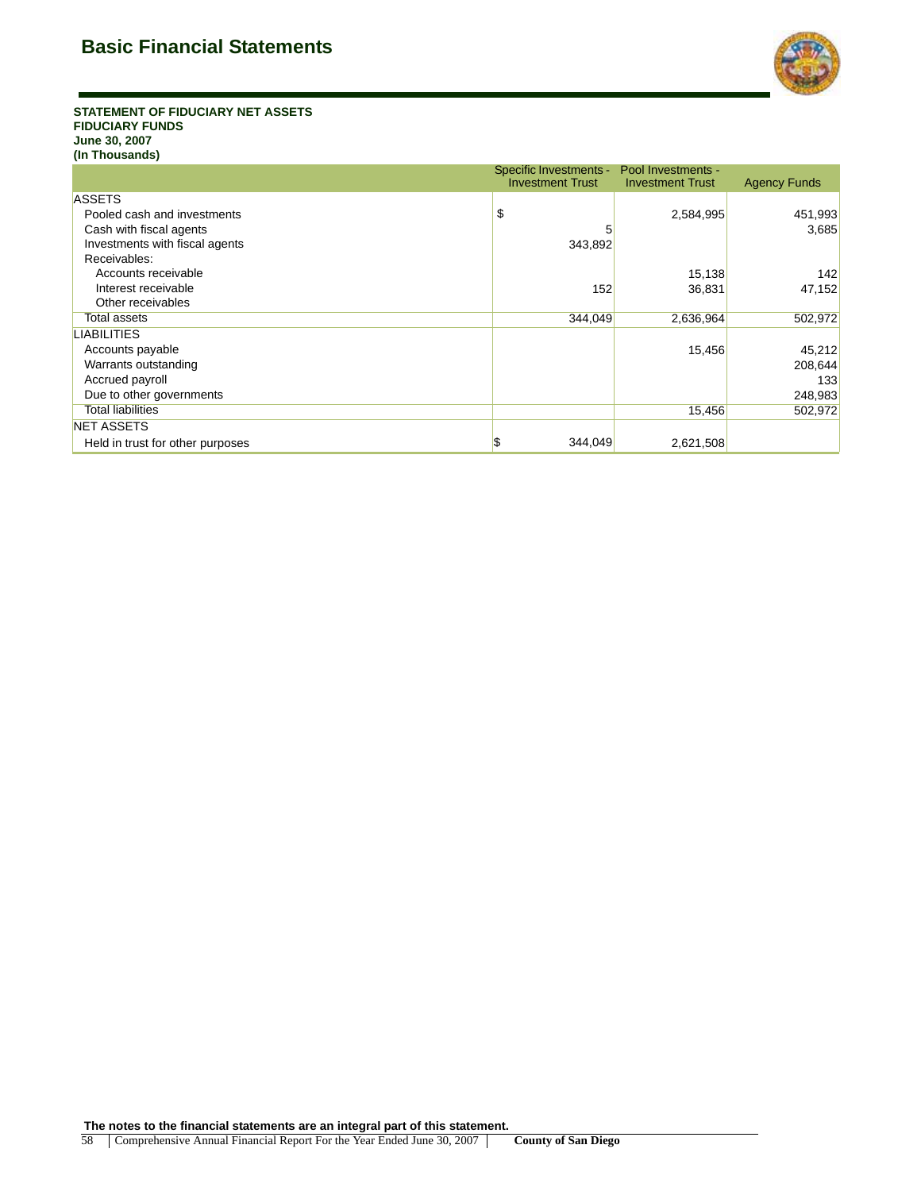# Basic Financial Statements

**STATEMENT OF FIDUCIARY NET ASSETS**
**FIDUCIARY FUNDS**
**June 30, 2007**
**(In Thousands)**

| | Specific Investments - Investment Trust | Pool Investments - Investment Trust | Agency Funds |
|---|---|---|---|
| ASSETS | | | |
| Pooled cash and investments | $ | 2,584,995 | 451,993 |
| Cash with fiscal agents | 5 | | 3,685 |
| Investments with fiscal agents | 343,892 | | |
| Receivables: | | | |
| Accounts receivable | | 15,138 | 142 |
| Interest receivable | 152 | 36,831 | 47,152 |
| Other receivables | | | |
| Total assets | 344,049 | 2,636,964 | 502,972 |
| LIABILITIES | | | |
| Accounts payable | | 15,456 | 45,212 |
| Warrants outstanding | | | 208,644 |
| Accrued payroll | | | 133 |
| Due to other governments | | | 248,983 |
| Total liabilities | | 15,456 | 502,972 |
| NET ASSETS | | | |
| Held in trust for other purposes | $ 344,049 | 2,621,508 | |

**The notes to the financial statements are an integral part of this statement.**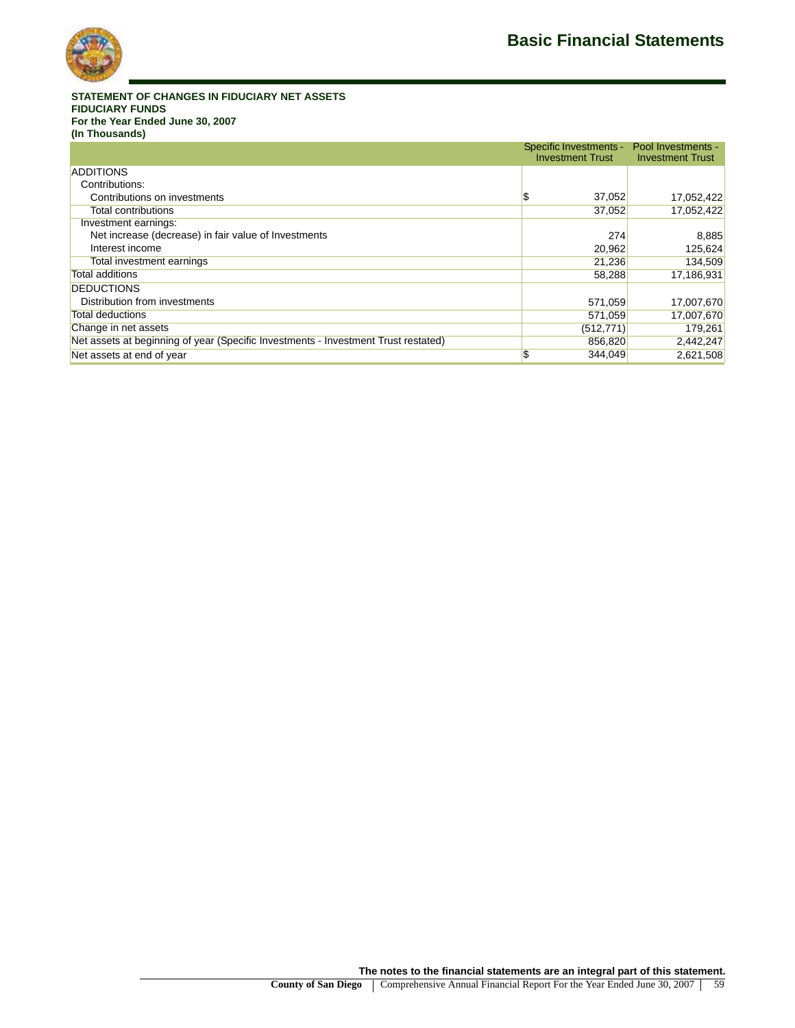**STATEMENT OF CHANGES IN FIDUCIARY NET ASSETS**
**FIDUCIARY FUNDS**
**For the Year Ended June 30, 2007**
**(In Thousands)**

| | Specific Investments - Investment Trust | Pool Investments - Investment Trust |
|---|---|---|
| ADDITIONS | | |
| Contributions: | | |
| Contributions on investments | $ 37,052 | 17,052,422 |
| Total contributions | 37,052 | 17,052,422 |
| Investment earnings: | | |
| Net increase (decrease) in fair value of Investments | 274 | 8,885 |
| Interest income | 20,962 | 125,624 |
| Total investment earnings | 21,236 | 134,509 |
| Total additions | 58,288 | 17,186,931 |
| DEDUCTIONS | | |
| Distribution from investments | 571,059 | 17,007,670 |
| Total deductions | 571,059 | 17,007,670 |
| Change in net assets | (512,771) | 179,261 |
| Net assets at beginning of year (Specific Investments - Investment Trust restated) | 856,820 | 2,442,247 |
| Net assets at end of year | $ 344,049 | 2,621,508 |

**The notes to the financial statements are an integral part of this statement.**